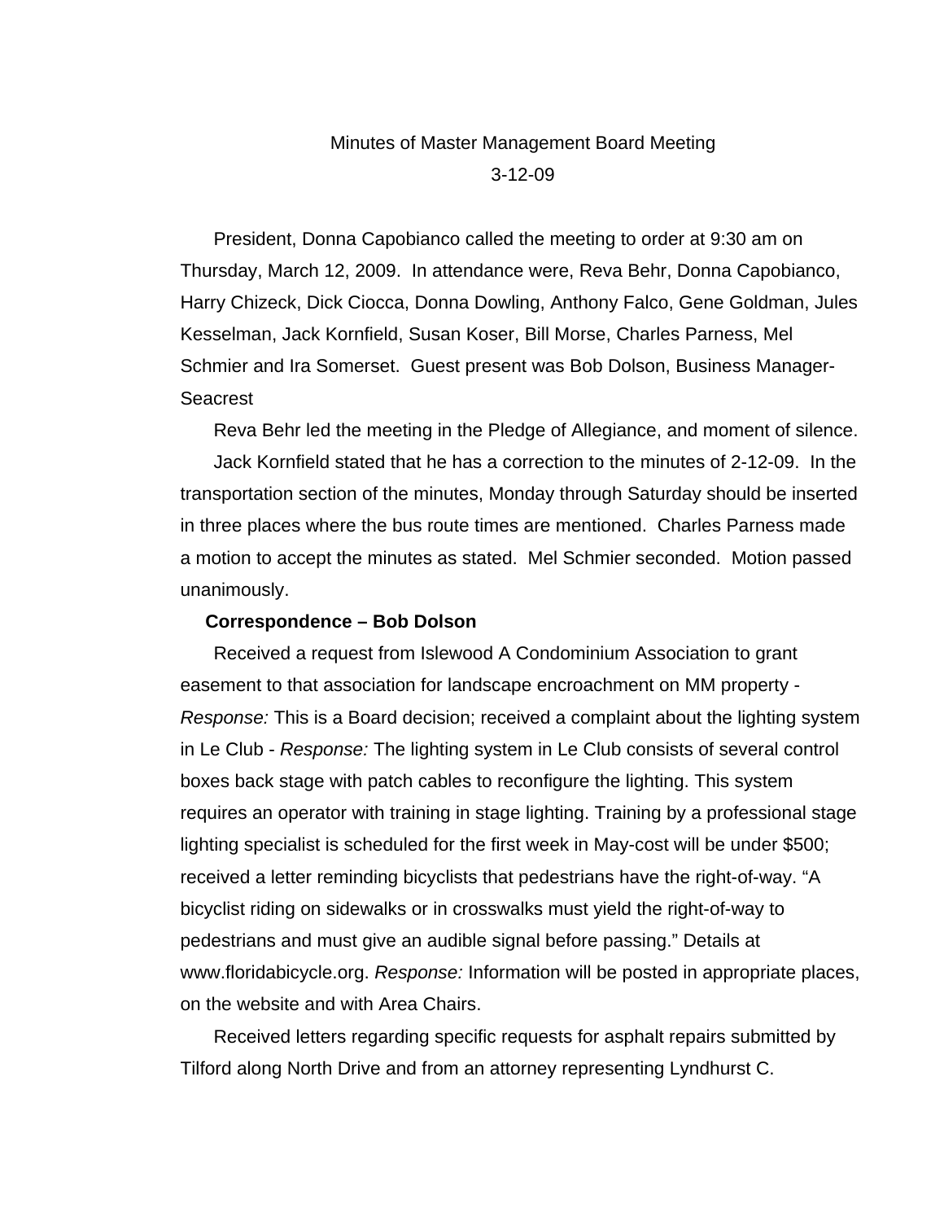Minutes of Master Management Board Meeting

3-12-09

President, Donna Capobianco called the meeting to order at 9:30 am on Thursday, March 12, 2009. In attendance were, Reva Behr, Donna Capobianco, Harry Chizeck, Dick Ciocca, Donna Dowling, Anthony Falco, Gene Goldman, Jules Kesselman, Jack Kornfield, Susan Koser, Bill Morse, Charles Parness, Mel Schmier and Ira Somerset. Guest present was Bob Dolson, Business Manager-Seacrest

Reva Behr led the meeting in the Pledge of Allegiance, and moment of silence.

Jack Kornfield stated that he has a correction to the minutes of 2-12-09. In the transportation section of the minutes, Monday through Saturday should be inserted in three places where the bus route times are mentioned. Charles Parness made a motion to accept the minutes as stated. Mel Schmier seconded. Motion passed unanimously.

**Correspondence – Bob Dolson**

Received a request from Islewood A Condominium Association to grant easement to that association for landscape encroachment on MM property - *Response:* This is a Board decision; received a complaint about the lighting system in Le Club - *Response:* The lighting system in Le Club consists of several control boxes back stage with patch cables to reconfigure the lighting. This system requires an operator with training in stage lighting. Training by a professional stage lighting specialist is scheduled for the first week in May-cost will be under $500; received a letter reminding bicyclists that pedestrians have the right-of-way. "A bicyclist riding on sidewalks or in crosswalks must yield the right-of-way to pedestrians and must give an audible signal before passing." Details at www.floridabicycle.org. *Response:* Information will be posted in appropriate places, on the website and with Area Chairs.

Received letters regarding specific requests for asphalt repairs submitted by Tilford along North Drive and from an attorney representing Lyndhurst C.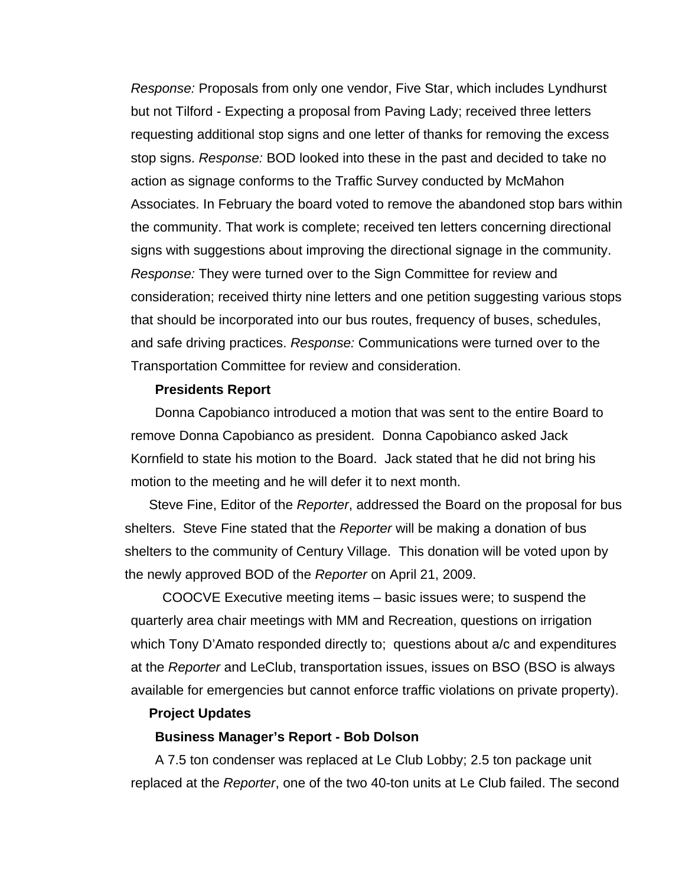*Response:* Proposals from only one vendor, Five Star, which includes Lyndhurst but not Tilford - Expecting a proposal from Paving Lady; received three letters requesting additional stop signs and one letter of thanks for removing the excess stop signs. *Response:* BOD looked into these in the past and decided to take no action as signage conforms to the Traffic Survey conducted by McMahon Associates. In February the board voted to remove the abandoned stop bars within the community. That work is complete; received ten letters concerning directional signs with suggestions about improving the directional signage in the community. *Response:* They were turned over to the Sign Committee for review and consideration; received thirty nine letters and one petition suggesting various stops that should be incorporated into our bus routes, frequency of buses, schedules, and safe driving practices. *Response:* Communications were turned over to the Transportation Committee for review and consideration.

**Presidents Report**

Donna Capobianco introduced a motion that was sent to the entire Board to remove Donna Capobianco as president. Donna Capobianco asked Jack Kornfield to state his motion to the Board. Jack stated that he did not bring his motion to the meeting and he will defer it to next month.

Steve Fine, Editor of the *Reporter*, addressed the Board on the proposal for bus shelters. Steve Fine stated that the *Reporter* will be making a donation of bus shelters to the community of Century Village. This donation will be voted upon by the newly approved BOD of the *Reporter* on April 21, 2009.

COOCVE Executive meeting items – basic issues were; to suspend the quarterly area chair meetings with MM and Recreation, questions on irrigation which Tony D'Amato responded directly to; questions about a/c and expenditures at the *Reporter* and LeClub, transportation issues, issues on BSO (BSO is always available for emergencies but cannot enforce traffic violations on private property).

**Project Updates**

**Business Manager's Report - Bob Dolson**

A 7.5 ton condenser was replaced at Le Club Lobby; 2.5 ton package unit replaced at the *Reporter*, one of the two 40-ton units at Le Club failed. The second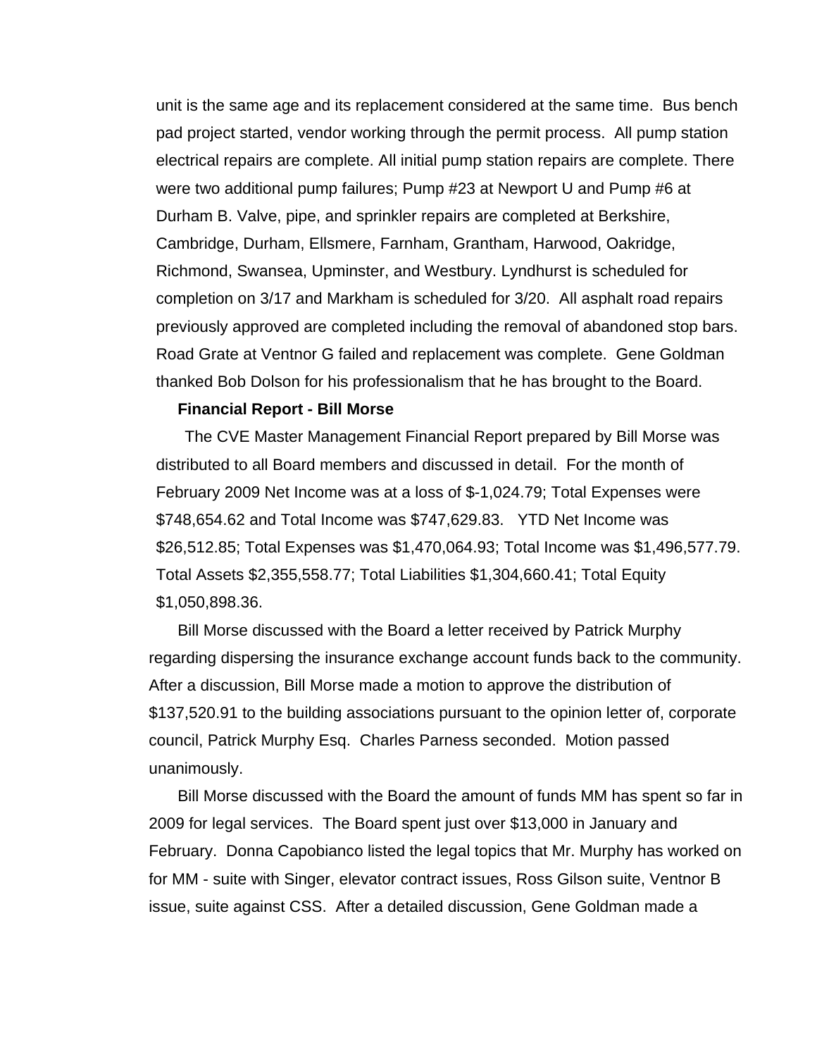unit is the same age and its replacement considered at the same time. Bus bench pad project started, vendor working through the permit process. All pump station electrical repairs are complete. All initial pump station repairs are complete. There were two additional pump failures; Pump #23 at Newport U and Pump #6 at Durham B. Valve, pipe, and sprinkler repairs are completed at Berkshire, Cambridge, Durham, Ellsmere, Farnham, Grantham, Harwood, Oakridge, Richmond, Swansea, Upminster, and Westbury. Lyndhurst is scheduled for completion on 3/17 and Markham is scheduled for 3/20. All asphalt road repairs previously approved are completed including the removal of abandoned stop bars. Road Grate at Ventnor G failed and replacement was complete. Gene Goldman thanked Bob Dolson for his professionalism that he has brought to the Board.

**Financial Report - Bill Morse**

The CVE Master Management Financial Report prepared by Bill Morse was distributed to all Board members and discussed in detail. For the month of February 2009 Net Income was at a loss of $-1,024.79; Total Expenses were $748,654.62 and Total Income was $747,629.83. YTD Net Income was $26,512.85; Total Expenses was $1,470,064.93; Total Income was $1,496,577.79. Total Assets $2,355,558.77; Total Liabilities $1,304,660.41; Total Equity $1,050,898.36.

Bill Morse discussed with the Board a letter received by Patrick Murphy regarding dispersing the insurance exchange account funds back to the community. After a discussion, Bill Morse made a motion to approve the distribution of $137,520.91 to the building associations pursuant to the opinion letter of, corporate council, Patrick Murphy Esq. Charles Parness seconded. Motion passed unanimously.

Bill Morse discussed with the Board the amount of funds MM has spent so far in 2009 for legal services. The Board spent just over $13,000 in January and February. Donna Capobianco listed the legal topics that Mr. Murphy has worked on for MM - suite with Singer, elevator contract issues, Ross Gilson suite, Ventnor B issue, suite against CSS. After a detailed discussion, Gene Goldman made a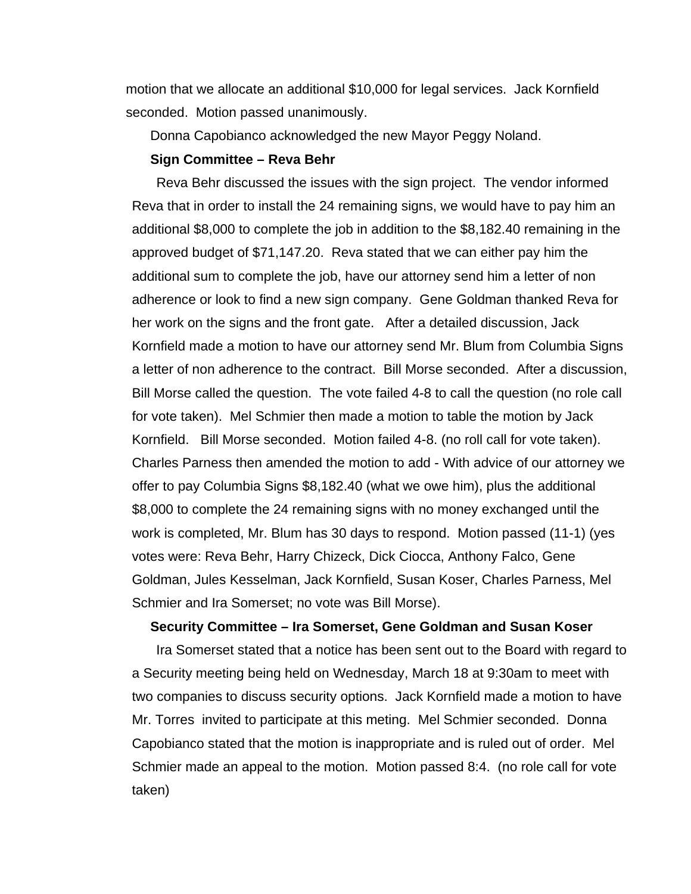motion that we allocate an additional $10,000 for legal services. Jack Kornfield seconded. Motion passed unanimously.

Donna Capobianco acknowledged the new Mayor Peggy Noland.

**Sign Committee – Reva Behr**

Reva Behr discussed the issues with the sign project. The vendor informed Reva that in order to install the 24 remaining signs, we would have to pay him an additional $8,000 to complete the job in addition to the $8,182.40 remaining in the approved budget of $71,147.20. Reva stated that we can either pay him the additional sum to complete the job, have our attorney send him a letter of non adherence or look to find a new sign company. Gene Goldman thanked Reva for her work on the signs and the front gate. After a detailed discussion, Jack Kornfield made a motion to have our attorney send Mr. Blum from Columbia Signs a letter of non adherence to the contract. Bill Morse seconded. After a discussion, Bill Morse called the question. The vote failed 4-8 to call the question (no role call for vote taken). Mel Schmier then made a motion to table the motion by Jack Kornfield. Bill Morse seconded. Motion failed 4-8. (no roll call for vote taken). Charles Parness then amended the motion to add - With advice of our attorney we offer to pay Columbia Signs $8,182.40 (what we owe him), plus the additional $8,000 to complete the 24 remaining signs with no money exchanged until the work is completed, Mr. Blum has 30 days to respond. Motion passed (11-1) (yes votes were: Reva Behr, Harry Chizeck, Dick Ciocca, Anthony Falco, Gene Goldman, Jules Kesselman, Jack Kornfield, Susan Koser, Charles Parness, Mel Schmier and Ira Somerset; no vote was Bill Morse).

**Security Committee – Ira Somerset, Gene Goldman and Susan Koser**

Ira Somerset stated that a notice has been sent out to the Board with regard to a Security meeting being held on Wednesday, March 18 at 9:30am to meet with two companies to discuss security options. Jack Kornfield made a motion to have Mr. Torres invited to participate at this meting. Mel Schmier seconded. Donna Capobianco stated that the motion is inappropriate and is ruled out of order. Mel Schmier made an appeal to the motion. Motion passed 8:4. (no role call for vote taken)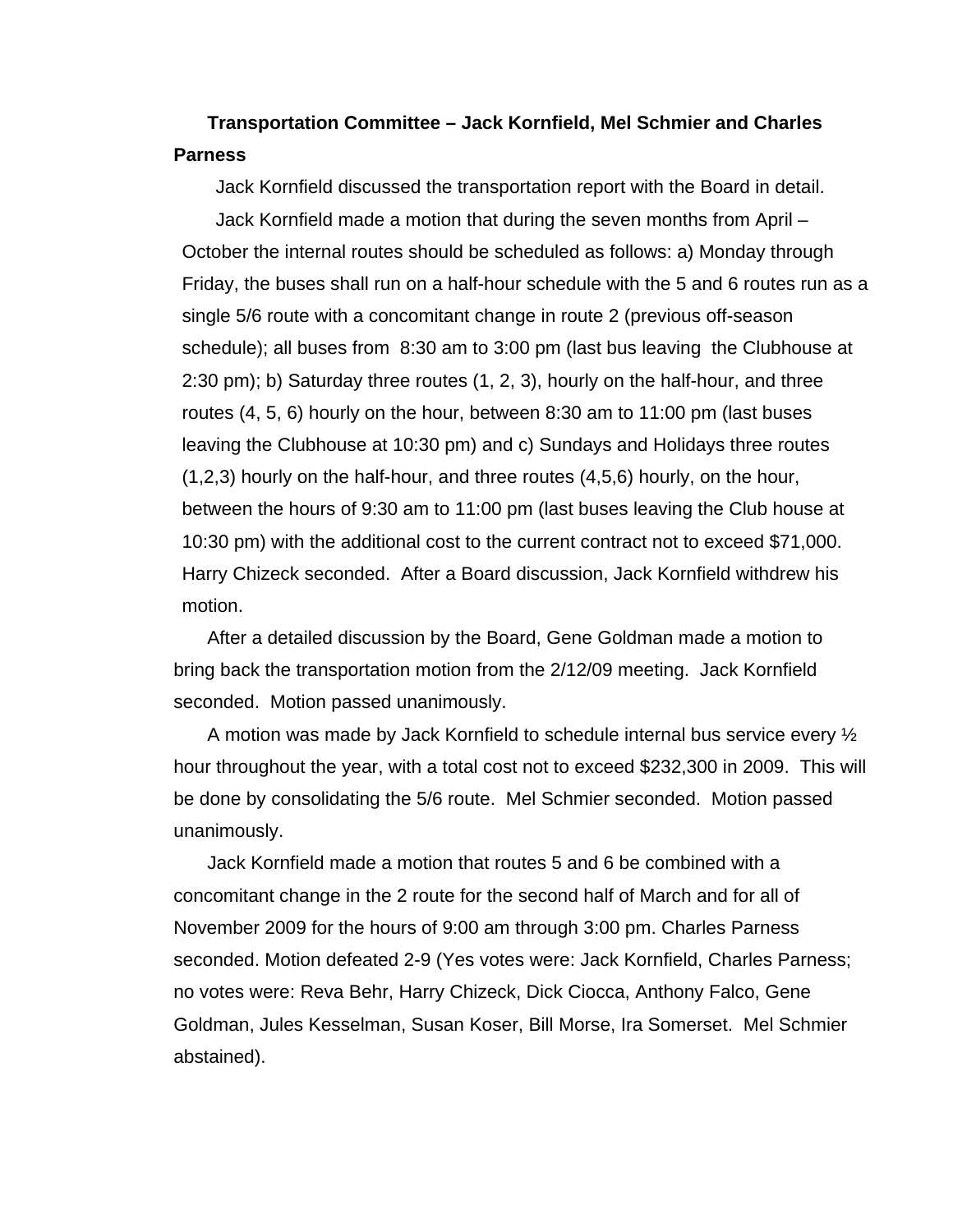**Transportation Committee – Jack Kornfield, Mel Schmier and Charles Parness**

Jack Kornfield discussed the transportation report with the Board in detail.

Jack Kornfield made a motion that during the seven months from April – October the internal routes should be scheduled as follows: a) Monday through Friday, the buses shall run on a half-hour schedule with the 5 and 6 routes run as a single 5/6 route with a concomitant change in route 2 (previous off-season schedule); all buses from 8:30 am to 3:00 pm (last bus leaving the Clubhouse at 2:30 pm); b) Saturday three routes (1, 2, 3), hourly on the half-hour, and three routes (4, 5, 6) hourly on the hour, between 8:30 am to 11:00 pm (last buses leaving the Clubhouse at 10:30 pm) and c) Sundays and Holidays three routes (1,2,3) hourly on the half-hour, and three routes (4,5,6) hourly, on the hour, between the hours of 9:30 am to 11:00 pm (last buses leaving the Club house at 10:30 pm) with the additional cost to the current contract not to exceed $71,000. Harry Chizeck seconded. After a Board discussion, Jack Kornfield withdrew his motion.

After a detailed discussion by the Board, Gene Goldman made a motion to bring back the transportation motion from the 2/12/09 meeting. Jack Kornfield seconded. Motion passed unanimously.

A motion was made by Jack Kornfield to schedule internal bus service every ½ hour throughout the year, with a total cost not to exceed $232,300 in 2009. This will be done by consolidating the 5/6 route. Mel Schmier seconded. Motion passed unanimously.

Jack Kornfield made a motion that routes 5 and 6 be combined with a concomitant change in the 2 route for the second half of March and for all of November 2009 for the hours of 9:00 am through 3:00 pm. Charles Parness seconded. Motion defeated 2-9 (Yes votes were: Jack Kornfield, Charles Parness; no votes were: Reva Behr, Harry Chizeck, Dick Ciocca, Anthony Falco, Gene Goldman, Jules Kesselman, Susan Koser, Bill Morse, Ira Somerset. Mel Schmier abstained).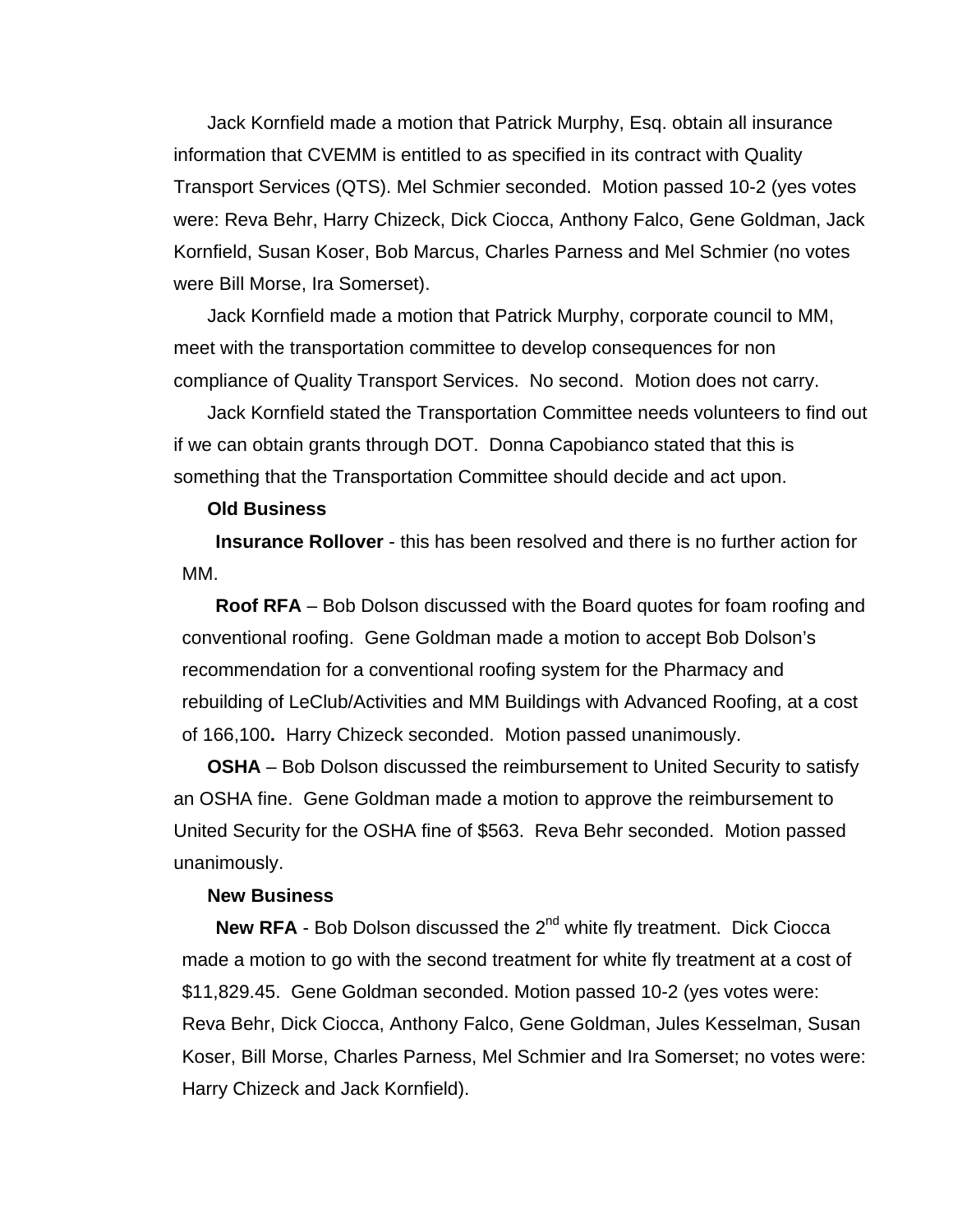Jack Kornfield made a motion that Patrick Murphy, Esq. obtain all insurance information that CVEMM is entitled to as specified in its contract with Quality Transport Services (QTS). Mel Schmier seconded. Motion passed 10-2 (yes votes were: Reva Behr, Harry Chizeck, Dick Ciocca, Anthony Falco, Gene Goldman, Jack Kornfield, Susan Koser, Bob Marcus, Charles Parness and Mel Schmier (no votes were Bill Morse, Ira Somerset).

Jack Kornfield made a motion that Patrick Murphy, corporate council to MM, meet with the transportation committee to develop consequences for non compliance of Quality Transport Services. No second. Motion does not carry.

Jack Kornfield stated the Transportation Committee needs volunteers to find out if we can obtain grants through DOT. Donna Capobianco stated that this is something that the Transportation Committee should decide and act upon.

**Old Business**

**Insurance Rollover** - this has been resolved and there is no further action for MM.

**Roof RFA** – Bob Dolson discussed with the Board quotes for foam roofing and conventional roofing. Gene Goldman made a motion to accept Bob Dolson's recommendation for a conventional roofing system for the Pharmacy and rebuilding of LeClub/Activities and MM Buildings with Advanced Roofing, at a cost of 166,100**.** Harry Chizeck seconded. Motion passed unanimously.

**OSHA** – Bob Dolson discussed the reimbursement to United Security to satisfy an OSHA fine. Gene Goldman made a motion to approve the reimbursement to United Security for the OSHA fine of $563. Reva Behr seconded. Motion passed unanimously.

**New Business**

**New RFA** - Bob Dolson discussed the 2nd white fly treatment. Dick Ciocca made a motion to go with the second treatment for white fly treatment at a cost of $11,829.45. Gene Goldman seconded. Motion passed 10-2 (yes votes were: Reva Behr, Dick Ciocca, Anthony Falco, Gene Goldman, Jules Kesselman, Susan Koser, Bill Morse, Charles Parness, Mel Schmier and Ira Somerset; no votes were: Harry Chizeck and Jack Kornfield).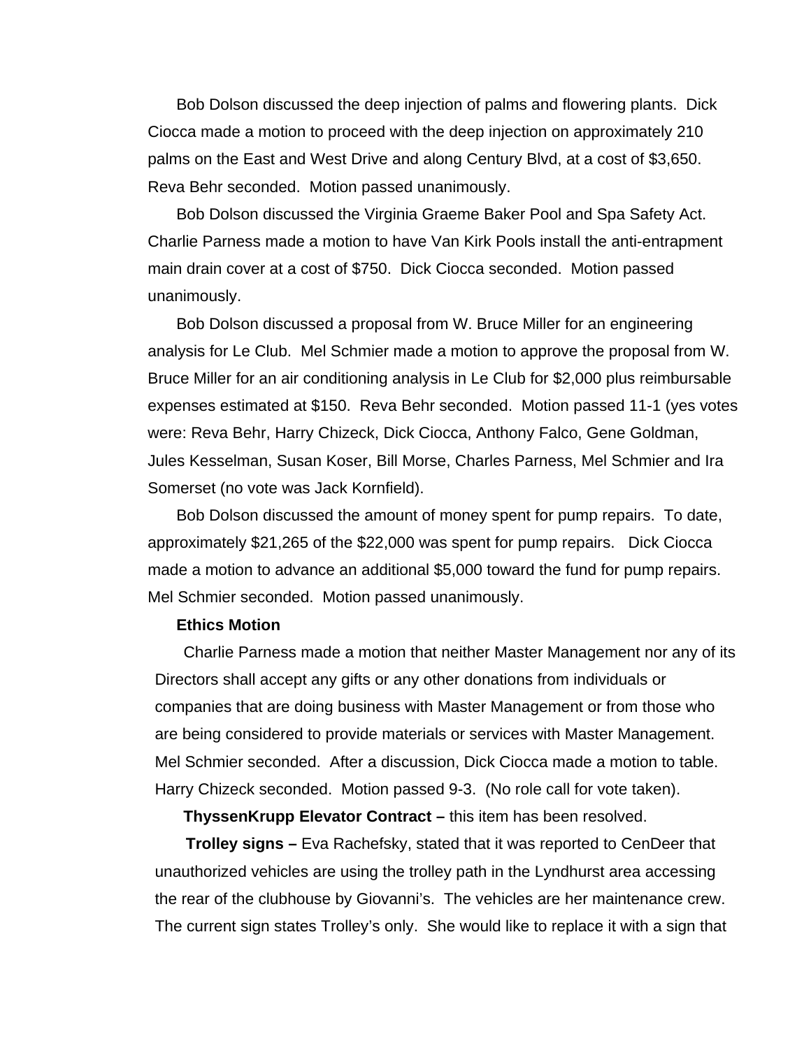Bob Dolson discussed the deep injection of palms and flowering plants. Dick Ciocca made a motion to proceed with the deep injection on approximately 210 palms on the East and West Drive and along Century Blvd, at a cost of $3,650. Reva Behr seconded. Motion passed unanimously.

Bob Dolson discussed the Virginia Graeme Baker Pool and Spa Safety Act. Charlie Parness made a motion to have Van Kirk Pools install the anti-entrapment main drain cover at a cost of $750. Dick Ciocca seconded. Motion passed unanimously.

Bob Dolson discussed a proposal from W. Bruce Miller for an engineering analysis for Le Club. Mel Schmier made a motion to approve the proposal from W. Bruce Miller for an air conditioning analysis in Le Club for $2,000 plus reimbursable expenses estimated at $150. Reva Behr seconded. Motion passed 11-1 (yes votes were: Reva Behr, Harry Chizeck, Dick Ciocca, Anthony Falco, Gene Goldman, Jules Kesselman, Susan Koser, Bill Morse, Charles Parness, Mel Schmier and Ira Somerset (no vote was Jack Kornfield).

Bob Dolson discussed the amount of money spent for pump repairs. To date, approximately $21,265 of the $22,000 was spent for pump repairs. Dick Ciocca made a motion to advance an additional $5,000 toward the fund for pump repairs. Mel Schmier seconded. Motion passed unanimously.

**Ethics Motion**

Charlie Parness made a motion that neither Master Management nor any of its Directors shall accept any gifts or any other donations from individuals or companies that are doing business with Master Management or from those who are being considered to provide materials or services with Master Management. Mel Schmier seconded. After a discussion, Dick Ciocca made a motion to table. Harry Chizeck seconded. Motion passed 9-3. (No role call for vote taken).

**ThyssenKrupp Elevator Contract –** this item has been resolved.

**Trolley signs –** Eva Rachefsky, stated that it was reported to CenDeer that unauthorized vehicles are using the trolley path in the Lyndhurst area accessing the rear of the clubhouse by Giovanni's. The vehicles are her maintenance crew. The current sign states Trolley's only. She would like to replace it with a sign that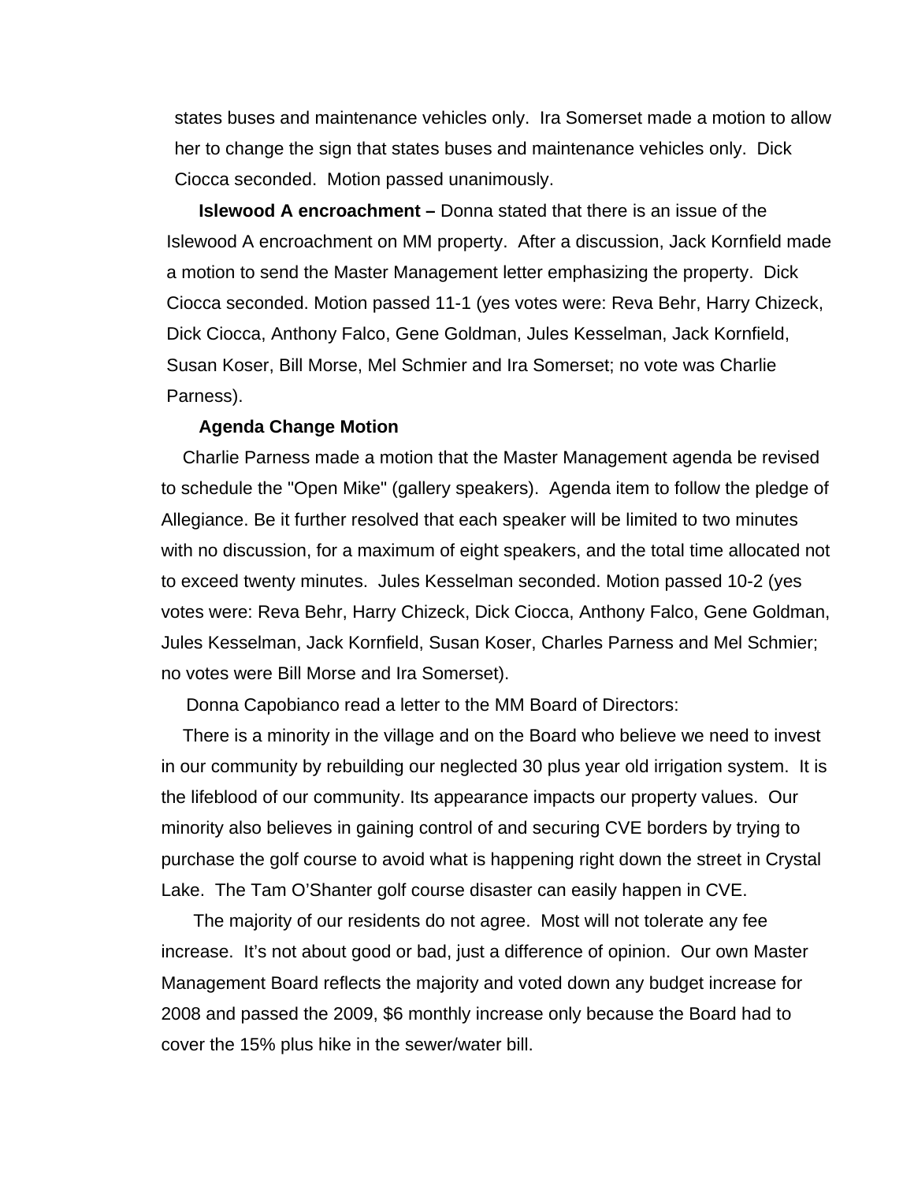states buses and maintenance vehicles only. Ira Somerset made a motion to allow her to change the sign that states buses and maintenance vehicles only. Dick Ciocca seconded. Motion passed unanimously.

**Islewood A encroachment –** Donna stated that there is an issue of the Islewood A encroachment on MM property. After a discussion, Jack Kornfield made a motion to send the Master Management letter emphasizing the property. Dick Ciocca seconded. Motion passed 11-1 (yes votes were: Reva Behr, Harry Chizeck, Dick Ciocca, Anthony Falco, Gene Goldman, Jules Kesselman, Jack Kornfield, Susan Koser, Bill Morse, Mel Schmier and Ira Somerset; no vote was Charlie Parness).

**Agenda Change Motion**

Charlie Parness made a motion that the Master Management agenda be revised to schedule the "Open Mike" (gallery speakers). Agenda item to follow the pledge of Allegiance. Be it further resolved that each speaker will be limited to two minutes with no discussion, for a maximum of eight speakers, and the total time allocated not to exceed twenty minutes. Jules Kesselman seconded. Motion passed 10-2 (yes votes were: Reva Behr, Harry Chizeck, Dick Ciocca, Anthony Falco, Gene Goldman, Jules Kesselman, Jack Kornfield, Susan Koser, Charles Parness and Mel Schmier; no votes were Bill Morse and Ira Somerset).

Donna Capobianco read a letter to the MM Board of Directors:

There is a minority in the village and on the Board who believe we need to invest in our community by rebuilding our neglected 30 plus year old irrigation system. It is the lifeblood of our community. Its appearance impacts our property values. Our minority also believes in gaining control of and securing CVE borders by trying to purchase the golf course to avoid what is happening right down the street in Crystal Lake. The Tam O'Shanter golf course disaster can easily happen in CVE.

The majority of our residents do not agree. Most will not tolerate any fee increase. It's not about good or bad, just a difference of opinion. Our own Master Management Board reflects the majority and voted down any budget increase for 2008 and passed the 2009, $6 monthly increase only because the Board had to cover the 15% plus hike in the sewer/water bill.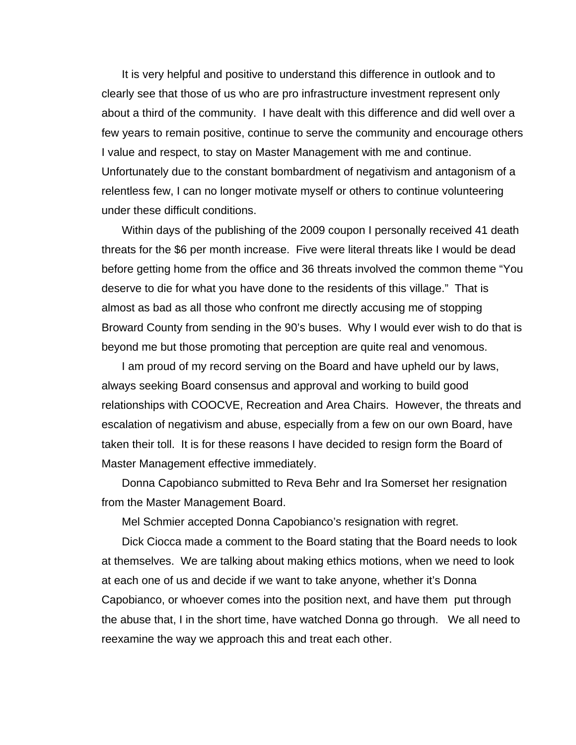It is very helpful and positive to understand this difference in outlook and to clearly see that those of us who are pro infrastructure investment represent only about a third of the community. I have dealt with this difference and did well over a few years to remain positive, continue to serve the community and encourage others I value and respect, to stay on Master Management with me and continue. Unfortunately due to the constant bombardment of negativism and antagonism of a relentless few, I can no longer motivate myself or others to continue volunteering under these difficult conditions.

Within days of the publishing of the 2009 coupon I personally received 41 death threats for the $6 per month increase. Five were literal threats like I would be dead before getting home from the office and 36 threats involved the common theme "You deserve to die for what you have done to the residents of this village." That is almost as bad as all those who confront me directly accusing me of stopping Broward County from sending in the 90's buses. Why I would ever wish to do that is beyond me but those promoting that perception are quite real and venomous.

I am proud of my record serving on the Board and have upheld our by laws, always seeking Board consensus and approval and working to build good relationships with COOCVE, Recreation and Area Chairs. However, the threats and escalation of negativism and abuse, especially from a few on our own Board, have taken their toll. It is for these reasons I have decided to resign form the Board of Master Management effective immediately.

Donna Capobianco submitted to Reva Behr and Ira Somerset her resignation from the Master Management Board.

Mel Schmier accepted Donna Capobianco's resignation with regret.

Dick Ciocca made a comment to the Board stating that the Board needs to look at themselves. We are talking about making ethics motions, when we need to look at each one of us and decide if we want to take anyone, whether it's Donna Capobianco, or whoever comes into the position next, and have them put through the abuse that, I in the short time, have watched Donna go through. We all need to reexamine the way we approach this and treat each other.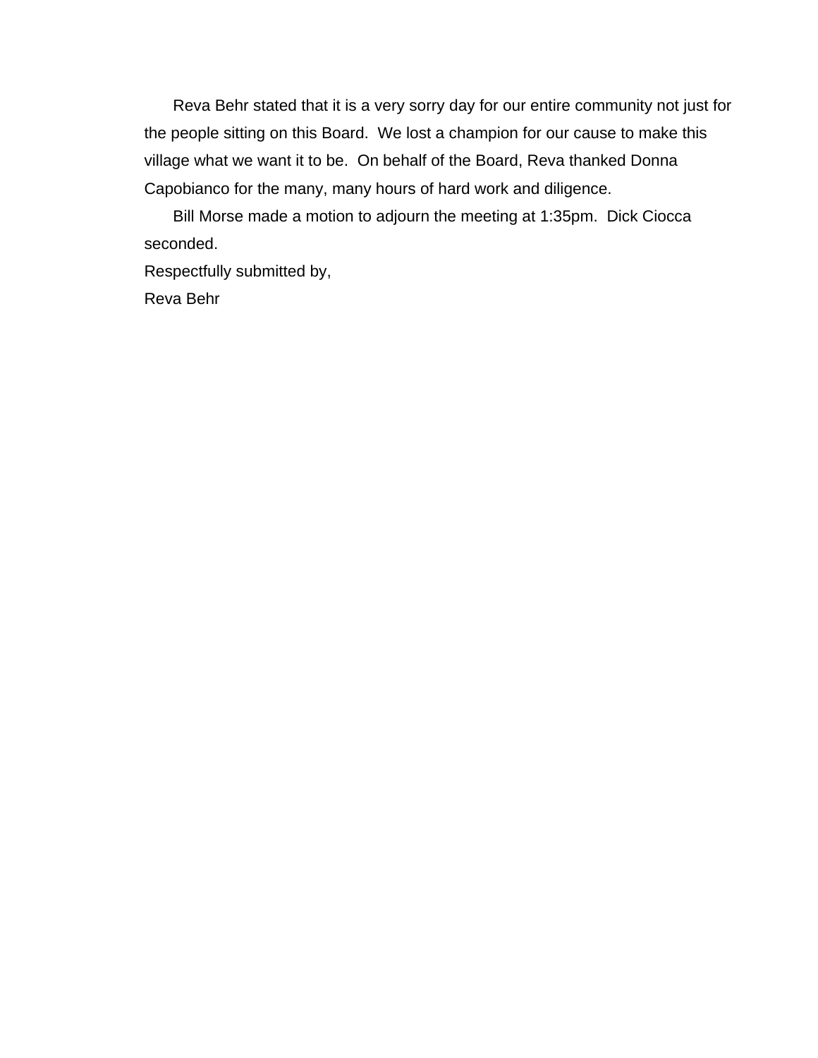Reva Behr stated that it is a very sorry day for our entire community not just for the people sitting on this Board.  We lost a champion for our cause to make this village what we want it to be.  On behalf of the Board, Reva thanked Donna Capobianco for the many, many hours of hard work and diligence.

Bill Morse made a motion to adjourn the meeting at 1:35pm.  Dick Ciocca seconded.

Respectfully submitted by,

Reva Behr